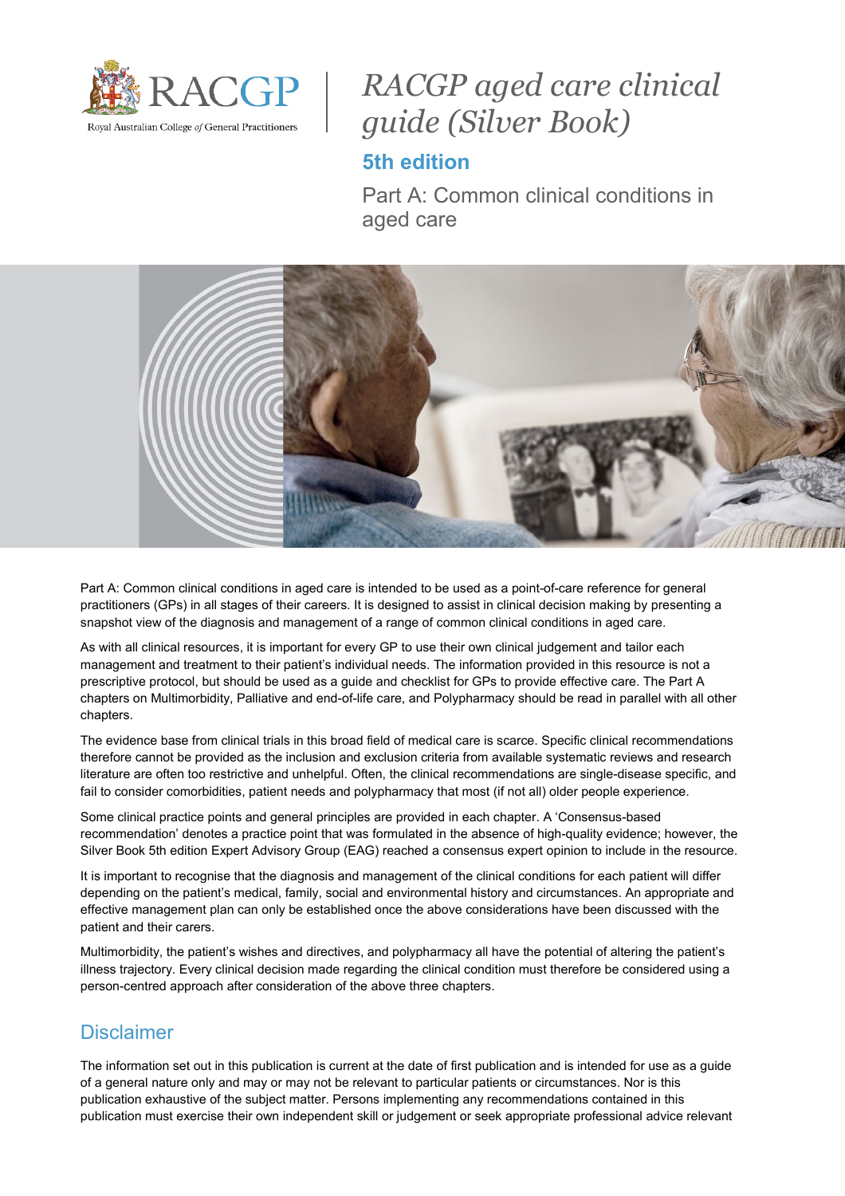Royal Australian College *of* General Practitioners

# *RACGP aged care clinical guide (Silver Book)*

## 5th edition

Part A: Common clinical conditions in aged care

Part A: Common clinical conditions in aged care is intended to be used as a point-of-care reference for general practitioners (GPs) in all stages of their careers. It is designed to assist in clinical decision making by presenting a snapshot view of the diagnosis and management of a range of common clinical conditions in aged care.

As with all clinical resources, it is important for every GP to use their own clinical judgement and tailor each management and treatment to their patient's individual needs. The information provided in this resource is not a prescriptive protocol, but should be used as a guide and checklist for GPs to provide effective care. The Part A chapters on Multimorbidity, Palliative and end-of-life care, and Polypharmacy should be read in parallel with all other chapters.

The evidence base from clinical trials in this broad field of medical care is scarce. Specific clinical recommendations therefore cannot be provided as the inclusion and exclusion criteria from available systematic reviews and research literature are often too restrictive and unhelpful. Often, the clinical recommendations are single-disease specific, and fail to consider comorbidities, patient needs and polypharmacy that most (if not all) older people experience.

Some clinical practice points and general principles are provided in each chapter. A 'Consensus-based recommendation' denotes a practice point that was formulated in the absence of high-quality evidence; however, the Silver Book 5th edition Expert Advisory Group (EAG) reached a consensus expert opinion to include in the resource.

It is important to recognise that the diagnosis and management of the clinical conditions for each patient will differ depending on the patient's medical, family, social and environmental history and circumstances. An appropriate and effective management plan can only be established once the above considerations have been discussed with the patient and their carers.

Multimorbidity, the patient's wishes and directives, and polypharmacy all have the potential of altering the patient's illness trajectory. Every clinical decision made regarding the clinical condition must therefore be considered using a person-centred approach after consideration of the above three chapters.

## Disclaimer

The information set out in this publication is current at the date of first publication and is intended for use as a guide of a general nature only and may or may not be relevant to particular patients or circumstances. Nor is this publication exhaustive of the subject matter. Persons implementing any recommendations contained in this publication must exercise their own independent skill or judgement or seek appropriate professional advice relevant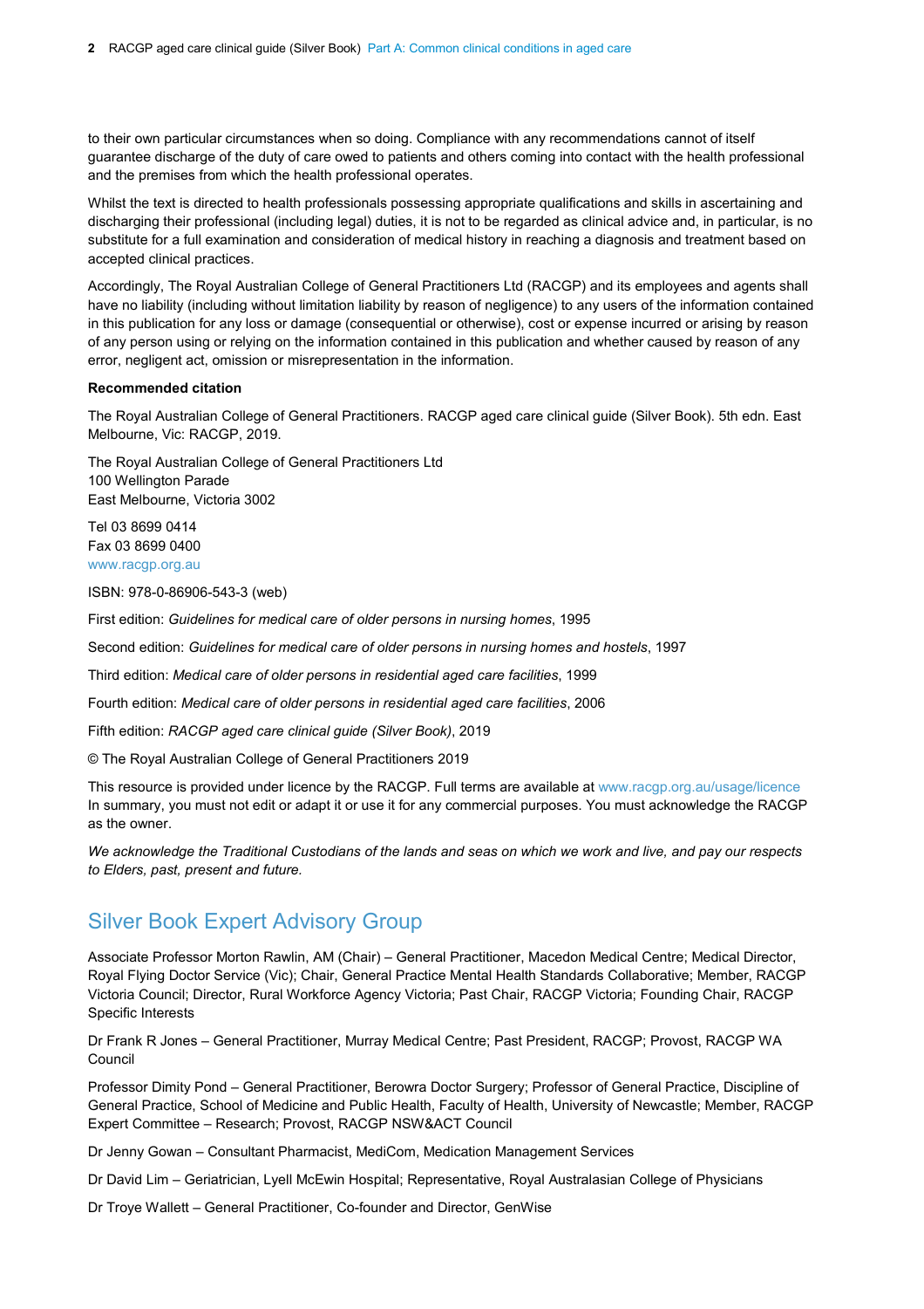to their own particular circumstances when so doing. Compliance with any recommendations cannot of itself guarantee discharge of the duty of care owed to patients and others coming into contact with the health professional and the premises from which the health professional operates.

Whilst the text is directed to health professionals possessing appropriate qualifications and skills in ascertaining and discharging their professional (including legal) duties, it is not to be regarded as clinical advice and, in particular, is no substitute for a full examination and consideration of medical history in reaching a diagnosis and treatment based on accepted clinical practices.

Accordingly, The Royal Australian College of General Practitioners Ltd (RACGP) and its employees and agents shall have no liability (including without limitation liability by reason of negligence) to any users of the information contained in this publication for any loss or damage (consequential or otherwise), cost or expense incurred or arising by reason of any person using or relying on the information contained in this publication and whether caused by reason of any error, negligent act, omission or misrepresentation in the information.

**Recommended citation**

The Royal Australian College of General Practitioners. RACGP aged care clinical guide (Silver Book). 5th edn. East Melbourne, Vic: RACGP, 2019.

The Royal Australian College of General Practitioners Ltd
100 Wellington Parade
East Melbourne, Victoria 3002

Tel 03 8699 0414
Fax 03 8699 0400
www.racgp.org.au

ISBN: 978-0-86906-543-3 (web)

First edition: *Guidelines for medical care of older persons in nursing homes*, 1995

Second edition: *Guidelines for medical care of older persons in nursing homes and hostels*, 1997

Third edition: *Medical care of older persons in residential aged care facilities*, 1999

Fourth edition: *Medical care of older persons in residential aged care facilities*, 2006

Fifth edition: *RACGP aged care clinical guide (Silver Book)*, 2019

© The Royal Australian College of General Practitioners 2019

This resource is provided under licence by the RACGP. Full terms are available at www.racgp.org.au/usage/licence In summary, you must not edit or adapt it or use it for any commercial purposes. You must acknowledge the RACGP as the owner.

*We acknowledge the Traditional Custodians of the lands and seas on which we work and live, and pay our respects to Elders, past, present and future.*

## Silver Book Expert Advisory Group

Associate Professor Morton Rawlin, AM (Chair) – General Practitioner, Macedon Medical Centre; Medical Director, Royal Flying Doctor Service (Vic); Chair, General Practice Mental Health Standards Collaborative; Member, RACGP Victoria Council; Director, Rural Workforce Agency Victoria; Past Chair, RACGP Victoria; Founding Chair, RACGP Specific Interests

Dr Frank R Jones – General Practitioner, Murray Medical Centre; Past President, RACGP; Provost, RACGP WA Council

Professor Dimity Pond – General Practitioner, Berowra Doctor Surgery; Professor of General Practice, Discipline of General Practice, School of Medicine and Public Health, Faculty of Health, University of Newcastle; Member, RACGP Expert Committee – Research; Provost, RACGP NSW&ACT Council

Dr Jenny Gowan – Consultant Pharmacist, MediCom, Medication Management Services

Dr David Lim – Geriatrician, Lyell McEwin Hospital; Representative, Royal Australasian College of Physicians

Dr Troye Wallett – General Practitioner, Co-founder and Director, GenWise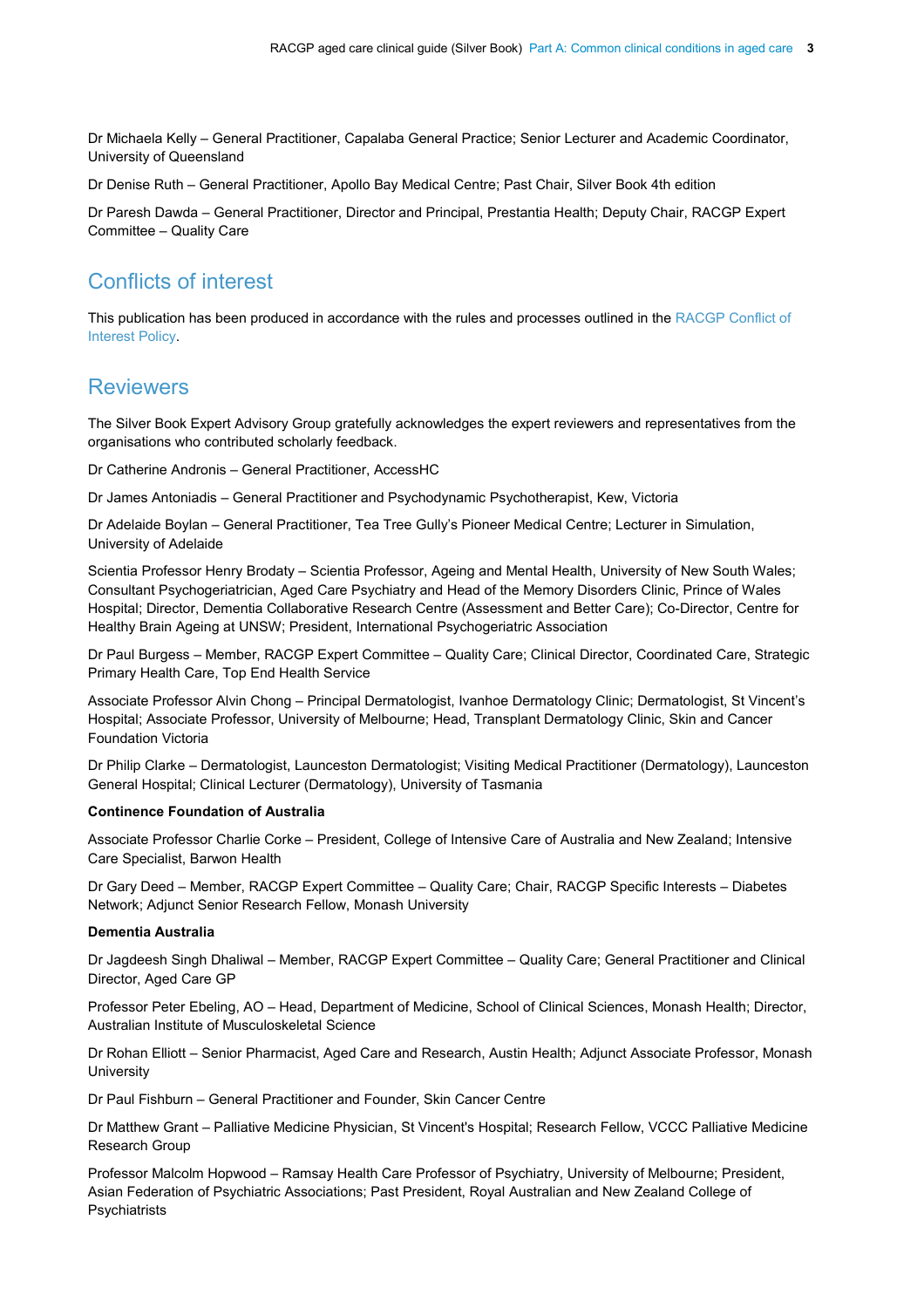Dr Michaela Kelly – General Practitioner, Capalaba General Practice; Senior Lecturer and Academic Coordinator, University of Queensland

Dr Denise Ruth – General Practitioner, Apollo Bay Medical Centre; Past Chair, Silver Book 4th edition

Dr Paresh Dawda – General Practitioner, Director and Principal, Prestantia Health; Deputy Chair, RACGP Expert Committee – Quality Care

## Conflicts of interest

This publication has been produced in accordance with the rules and processes outlined in the RACGP Conflict of Interest Policy.

## Reviewers

The Silver Book Expert Advisory Group gratefully acknowledges the expert reviewers and representatives from the organisations who contributed scholarly feedback.

Dr Catherine Andronis – General Practitioner, AccessHC

Dr James Antoniadis – General Practitioner and Psychodynamic Psychotherapist, Kew, Victoria

Dr Adelaide Boylan – General Practitioner, Tea Tree Gully's Pioneer Medical Centre; Lecturer in Simulation, University of Adelaide

Scientia Professor Henry Brodaty – Scientia Professor, Ageing and Mental Health, University of New South Wales; Consultant Psychogeriatrician, Aged Care Psychiatry and Head of the Memory Disorders Clinic, Prince of Wales Hospital; Director, Dementia Collaborative Research Centre (Assessment and Better Care); Co-Director, Centre for Healthy Brain Ageing at UNSW; President, International Psychogeriatric Association

Dr Paul Burgess – Member, RACGP Expert Committee – Quality Care; Clinical Director, Coordinated Care, Strategic Primary Health Care, Top End Health Service

Associate Professor Alvin Chong – Principal Dermatologist, Ivanhoe Dermatology Clinic; Dermatologist, St Vincent's Hospital; Associate Professor, University of Melbourne; Head, Transplant Dermatology Clinic, Skin and Cancer Foundation Victoria

Dr Philip Clarke – Dermatologist, Launceston Dermatologist; Visiting Medical Practitioner (Dermatology), Launceston General Hospital; Clinical Lecturer (Dermatology), University of Tasmania

**Continence Foundation of Australia**

Associate Professor Charlie Corke – President, College of Intensive Care of Australia and New Zealand; Intensive Care Specialist, Barwon Health

Dr Gary Deed – Member, RACGP Expert Committee – Quality Care; Chair, RACGP Specific Interests – Diabetes Network; Adjunct Senior Research Fellow, Monash University

**Dementia Australia**

Dr Jagdeesh Singh Dhaliwal – Member, RACGP Expert Committee – Quality Care; General Practitioner and Clinical Director, Aged Care GP

Professor Peter Ebeling, AO – Head, Department of Medicine, School of Clinical Sciences, Monash Health; Director, Australian Institute of Musculoskeletal Science

Dr Rohan Elliott – Senior Pharmacist, Aged Care and Research, Austin Health; Adjunct Associate Professor, Monash University

Dr Paul Fishburn – General Practitioner and Founder, Skin Cancer Centre

Dr Matthew Grant – Palliative Medicine Physician, St Vincent's Hospital; Research Fellow, VCCC Palliative Medicine Research Group

Professor Malcolm Hopwood – Ramsay Health Care Professor of Psychiatry, University of Melbourne; President, Asian Federation of Psychiatric Associations; Past President, Royal Australian and New Zealand College of Psychiatrists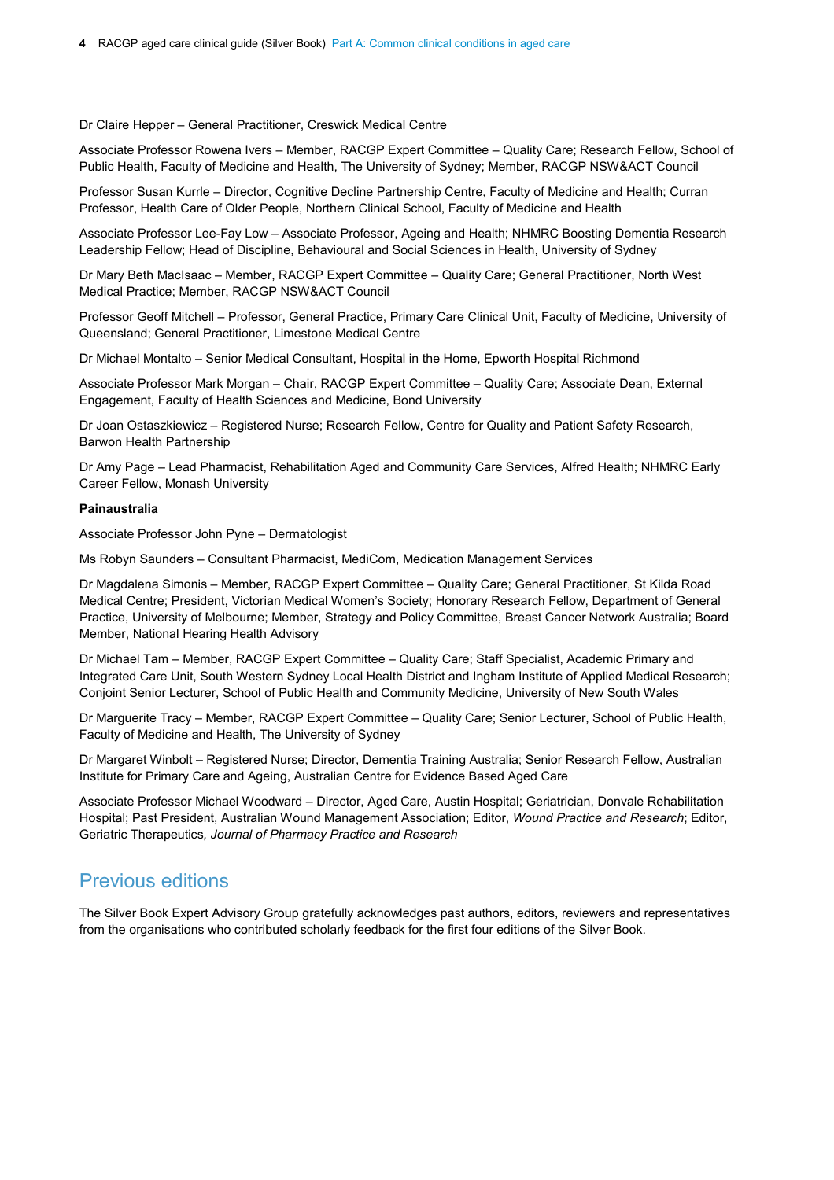Dr Claire Hepper – General Practitioner, Creswick Medical Centre

Associate Professor Rowena Ivers – Member, RACGP Expert Committee – Quality Care; Research Fellow, School of Public Health, Faculty of Medicine and Health, The University of Sydney; Member, RACGP NSW&ACT Council

Professor Susan Kurrle – Director, Cognitive Decline Partnership Centre, Faculty of Medicine and Health; Curran Professor, Health Care of Older People, Northern Clinical School, Faculty of Medicine and Health

Associate Professor Lee-Fay Low – Associate Professor, Ageing and Health; NHMRC Boosting Dementia Research Leadership Fellow; Head of Discipline, Behavioural and Social Sciences in Health, University of Sydney

Dr Mary Beth MacIsaac – Member, RACGP Expert Committee – Quality Care; General Practitioner, North West Medical Practice; Member, RACGP NSW&ACT Council

Professor Geoff Mitchell – Professor, General Practice, Primary Care Clinical Unit, Faculty of Medicine, University of Queensland; General Practitioner, Limestone Medical Centre

Dr Michael Montalto – Senior Medical Consultant, Hospital in the Home, Epworth Hospital Richmond

Associate Professor Mark Morgan – Chair, RACGP Expert Committee – Quality Care; Associate Dean, External Engagement, Faculty of Health Sciences and Medicine, Bond University

Dr Joan Ostaszkiewicz – Registered Nurse; Research Fellow, Centre for Quality and Patient Safety Research, Barwon Health Partnership

Dr Amy Page – Lead Pharmacist, Rehabilitation Aged and Community Care Services, Alfred Health; NHMRC Early Career Fellow, Monash University

**Painaustralia**

Associate Professor John Pyne – Dermatologist

Ms Robyn Saunders – Consultant Pharmacist, MediCom, Medication Management Services

Dr Magdalena Simonis – Member, RACGP Expert Committee – Quality Care; General Practitioner, St Kilda Road Medical Centre; President, Victorian Medical Women's Society; Honorary Research Fellow, Department of General Practice, University of Melbourne; Member, Strategy and Policy Committee, Breast Cancer Network Australia; Board Member, National Hearing Health Advisory

Dr Michael Tam – Member, RACGP Expert Committee – Quality Care; Staff Specialist, Academic Primary and Integrated Care Unit, South Western Sydney Local Health District and Ingham Institute of Applied Medical Research; Conjoint Senior Lecturer, School of Public Health and Community Medicine, University of New South Wales

Dr Marguerite Tracy – Member, RACGP Expert Committee – Quality Care; Senior Lecturer, School of Public Health, Faculty of Medicine and Health, The University of Sydney

Dr Margaret Winbolt – Registered Nurse; Director, Dementia Training Australia; Senior Research Fellow, Australian Institute for Primary Care and Ageing, Australian Centre for Evidence Based Aged Care

Associate Professor Michael Woodward – Director, Aged Care, Austin Hospital; Geriatrician, Donvale Rehabilitation Hospital; Past President, Australian Wound Management Association; Editor, *Wound Practice and Research*; Editor, Geriatric Therapeutics*, Journal of Pharmacy Practice and Research*

## Previous editions

The Silver Book Expert Advisory Group gratefully acknowledges past authors, editors, reviewers and representatives from the organisations who contributed scholarly feedback for the first four editions of the Silver Book.